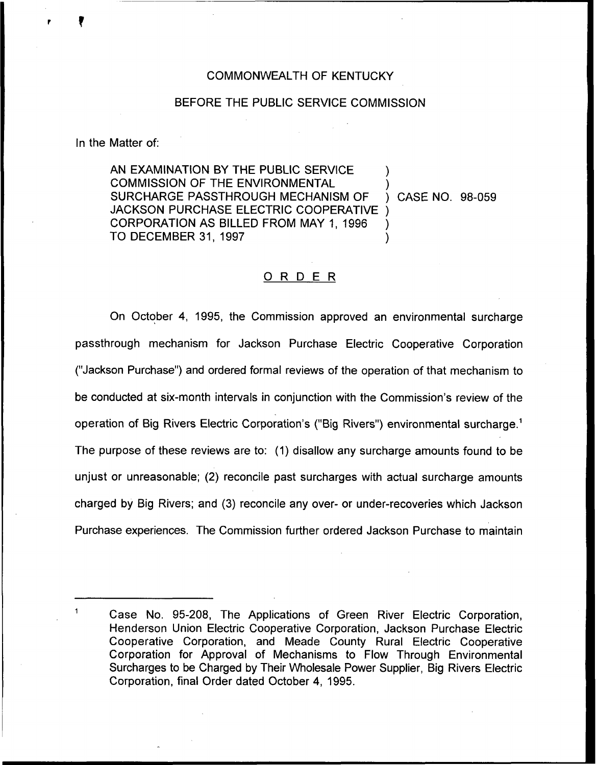COMMONWEALTH OF KENTUCKY

BEFORE THE PUBLIC SERVICE COMMISSION

In the Matter of:

AN EXAMINATION BY THE PUBLIC SERVICE COMMISSION OF THE ENVIRONMENTAL SURCHARGE PASSTHROUGH MECHANISM OF JACKSON PURCHASE ELECTRIC COOPERATIVE CORPORATION AS BILLED FROM MAY 1, 1996 TO DECEMBER 31, 1997 ) CASE NO. 98-059

## ORDER

On October 4, 1995, the Commission approved an environmental surcharge passthrough mechanism for Jackson Purchase Electric Cooperative Corporation ("Jackson Purchase") and ordered formal reviews of the operation of that mechanism to be conducted at six-month intervals in conjunction with the Commission's review of the operation of Big Rivers Electric Corporation's ("Big Rivers") environmental surcharge.[1] The purpose of these reviews are to: (1) disallow any surcharge amounts found to be unjust or unreasonable; (2) reconcile past surcharges with actual surcharge amounts charged by Big Rivers; and (3) reconcile any over- or under-recoveries which Jackson Purchase experiences. The Commission further ordered Jackson Purchase to maintain

[1] Case No. 95-208, The Applications of Green River Electric Corporation, Henderson Union Electric Cooperative Corporation, Jackson Purchase Electric Cooperative Corporation, and Meade County Rural Electric Cooperative Corporation for Approval of Mechanisms to Flow Through Environmental Surcharges to be Charged by Their Wholesale Power Supplier, Big Rivers Electric Corporation, final Order dated October 4, 1995.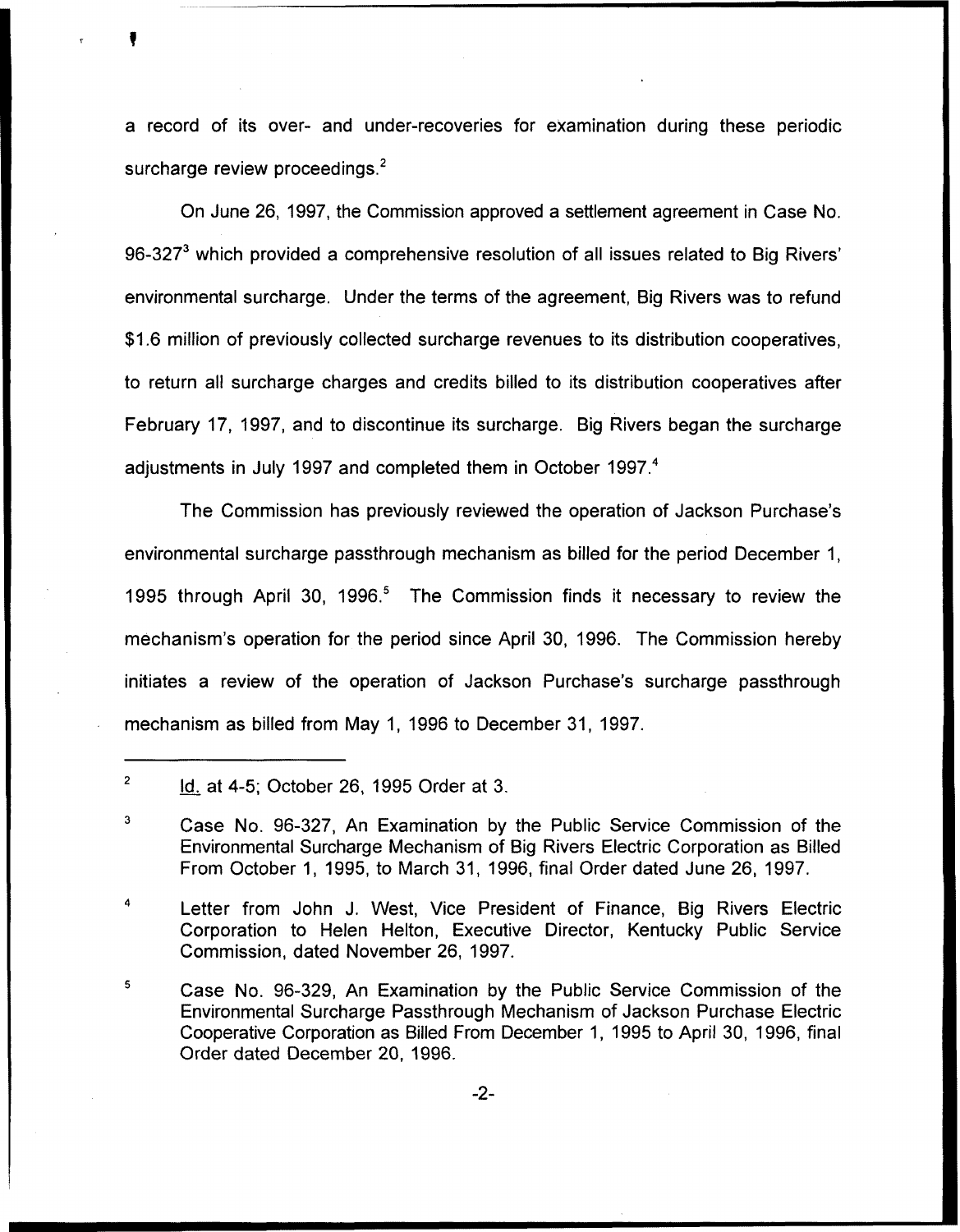a record of its over- and under-recoveries for examination during these periodic surcharge review proceedings.[2]

On June 26, 1997, the Commission approved a settlement agreement in Case No. 96-327[3] which provided a comprehensive resolution of all issues related to Big Rivers' environmental surcharge. Under the terms of the agreement, Big Rivers was to refund $1.6 million of previously collected surcharge revenues to its distribution cooperatives, to return all surcharge charges and credits billed to its distribution cooperatives after February 17, 1997, and to discontinue its surcharge. Big Rivers began the surcharge adjustments in July 1997 and completed them in October 1997.[4]

The Commission has previously reviewed the operation of Jackson Purchase's environmental surcharge passthrough mechanism as billed for the period December 1, 1995 through April 30, 1996.[5] The Commission finds it necessary to review the mechanism's operation for the period since April 30, 1996. The Commission hereby initiates a review of the operation of Jackson Purchase's surcharge passthrough mechanism as billed from May 1, 1996 to December 31, 1997.

---

[2] Id. at 4-5; October 26, 1995 Order at 3.

[3] Case No. 96-327, An Examination by the Public Service Commission of the Environmental Surcharge Mechanism of Big Rivers Electric Corporation as Billed From October 1, 1995, to March 31, 1996, final Order dated June 26, 1997.

[4] Letter from John J. West, Vice President of Finance, Big Rivers Electric Corporation to Helen Helton, Executive Director, Kentucky Public Service Commission, dated November 26, 1997.

[5] Case No. 96-329, An Examination by the Public Service Commission of the Environmental Surcharge Passthrough Mechanism of Jackson Purchase Electric Cooperative Corporation as Billed From December 1, 1995 to April 30, 1996, final Order dated December 20, 1996.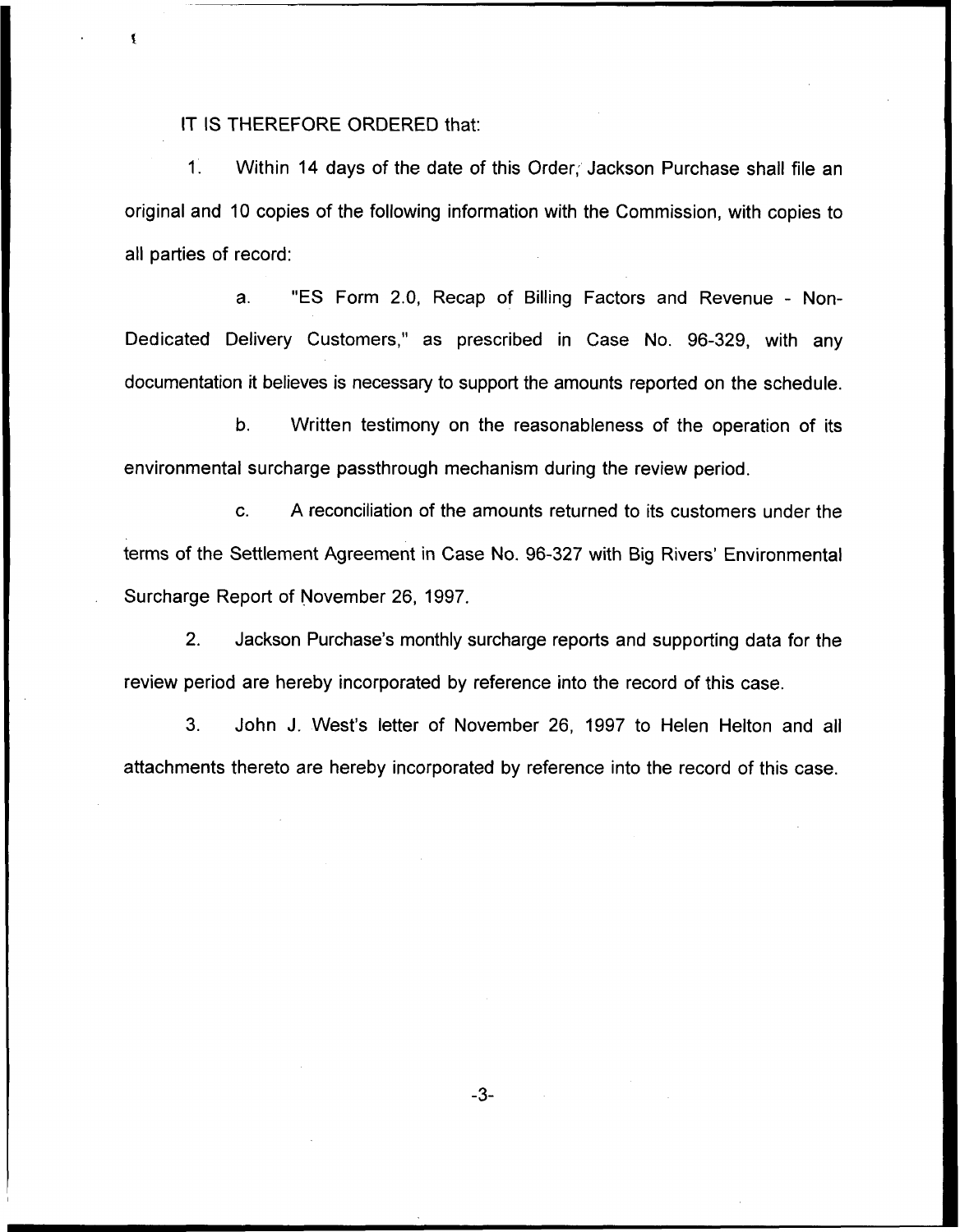IT IS THEREFORE ORDERED that:

1. Within 14 days of the date of this Order, Jackson Purchase shall file an original and 10 copies of the following information with the Commission, with copies to all parties of record:

   a. "ES Form 2.0, Recap of Billing Factors and Revenue - Non-Dedicated Delivery Customers," as prescribed in Case No. 96-329, with any documentation it believes is necessary to support the amounts reported on the schedule.

   b. Written testimony on the reasonableness of the operation of its environmental surcharge passthrough mechanism during the review period.

   c. A reconciliation of the amounts returned to its customers under the terms of the Settlement Agreement in Case No. 96-327 with Big Rivers' Environmental Surcharge Report of November 26, 1997.

2. Jackson Purchase's monthly surcharge reports and supporting data for the review period are hereby incorporated by reference into the record of this case.

3. John J. West's letter of November 26, 1997 to Helen Helton and all attachments thereto are hereby incorporated by reference into the record of this case.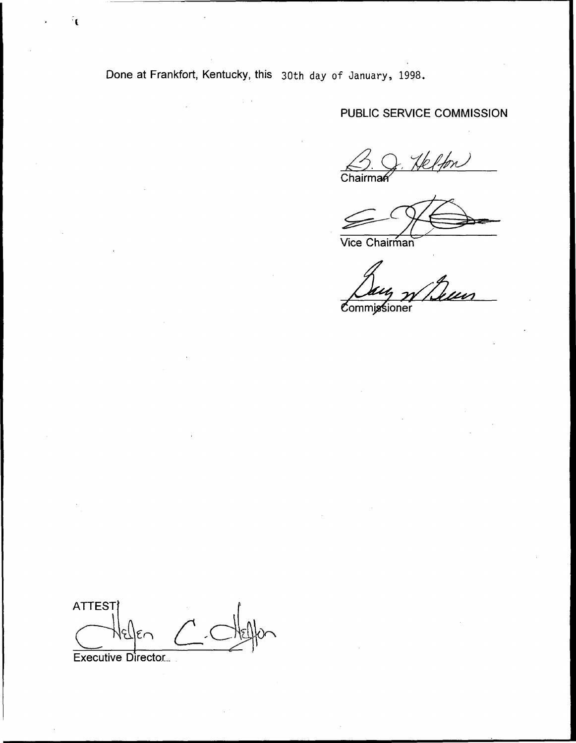Done at Frankfort, Kentucky, this 30th day of January, 1998.

PUBLIC SERVICE COMMISSION

B. J. Helton
Chairman

Vice Chairman

Gary W. Gillis
Commissioner

ATTEST:

Helen C. Helton
Executive Director